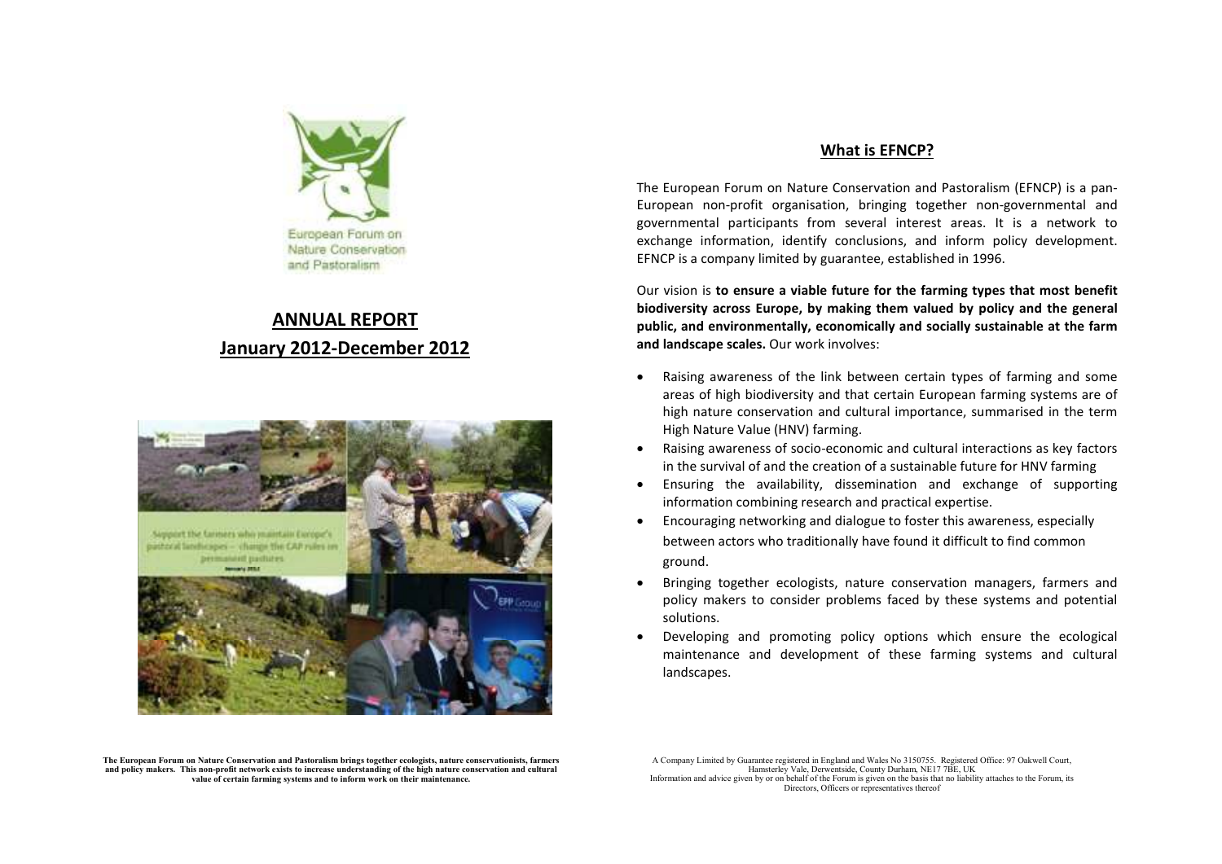European Forum on Nature Conservation and Pastoralism

# ANNUAL REPORT

## January 2012-December 2012

The European Forum on Nature Conservation and Pastoralism brings together ecologists, nature conservationists, farmers and policy makers. This non-profit network exists to increase understanding of the high nature conservation and cultural value of certain farming systems and to inform work on their maintenance.

## What is EFNCP?

The European Forum on Nature Conservation and Pastoralism (EFNCP) is a pan-European non-profit organisation, bringing together non-governmental and governmental participants from several interest areas. It is a network to exchange information, identify conclusions, and inform policy development. EFNCP is a company limited by guarantee, established in 1996.

Our vision is **to ensure a viable future for the farming types that most benefit biodiversity across Europe, by making them valued by policy and the general public, and environmentally, economically and socially sustainable at the farm and landscape scales.** Our work involves:

- Raising awareness of the link between certain types of farming and some areas of high biodiversity and that certain European farming systems are of high nature conservation and cultural importance, summarised in the term High Nature Value (HNV) farming.
- Raising awareness of socio-economic and cultural interactions as key factors in the survival of and the creation of a sustainable future for HNV farming
- Ensuring the availability, dissemination and exchange of supporting information combining research and practical expertise.
- Encouraging networking and dialogue to foster this awareness, especially between actors who traditionally have found it difficult to find common ground.
- Bringing together ecologists, nature conservation managers, farmers and policy makers to consider problems faced by these systems and potential solutions.
- Developing and promoting policy options which ensure the ecological maintenance and development of these farming systems and cultural landscapes.

A Company Limited by Guarantee registered in England and Wales No 3150755. Registered Office: 97 Oakwell Court, Hamsterley Vale, Derwentside, County Durham, NE17 7BE, UK
Information and advice given by or on behalf of the Forum is given on the basis that no liability attaches to the Forum, its Directors, Officers or representatives thereof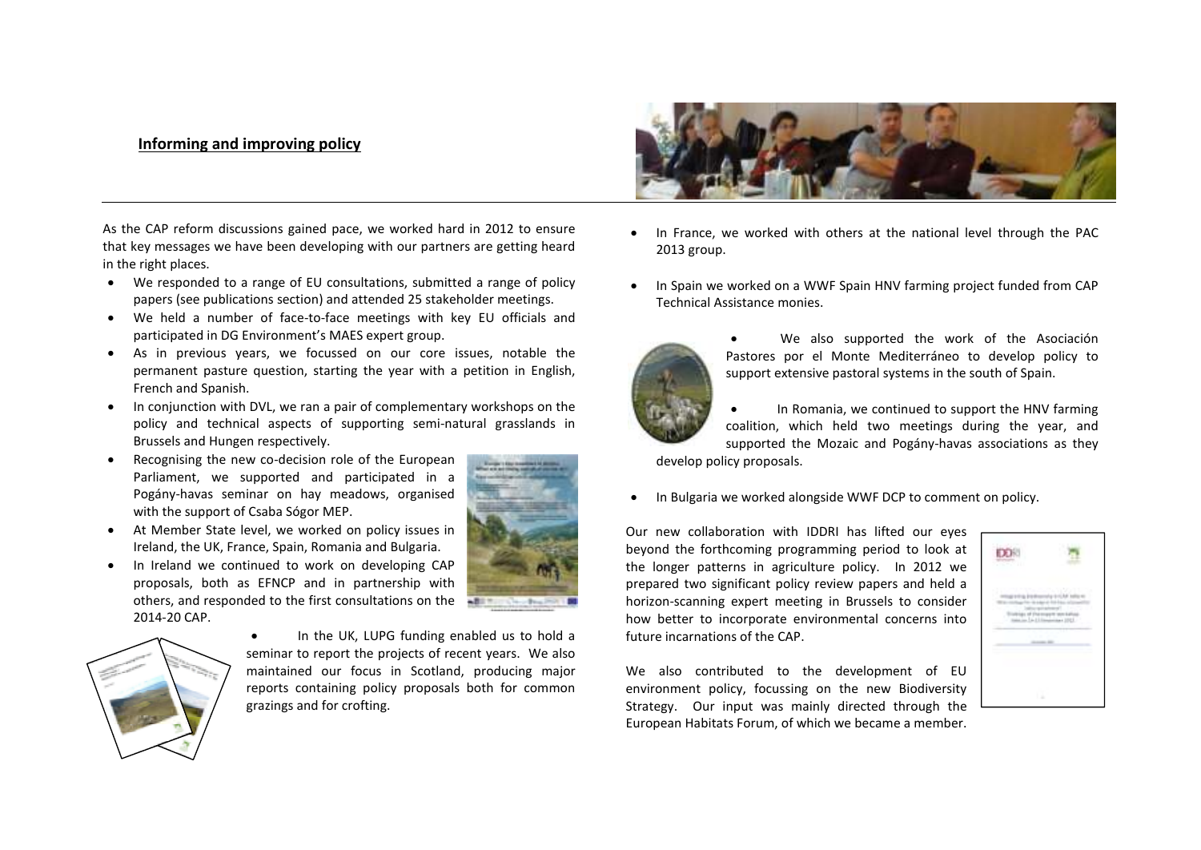## Informing and improving policy

As the CAP reform discussions gained pace, we worked hard in 2012 to ensure that key messages we have been developing with our partners are getting heard in the right places.

- We responded to a range of EU consultations, submitted a range of policy papers (see publications section) and attended 25 stakeholder meetings.
- We held a number of face-to-face meetings with key EU officials and participated in DG Environment's MAES expert group.
- As in previous years, we focussed on our core issues, notable the permanent pasture question, starting the year with a petition in English, French and Spanish.
- In conjunction with DVL, we ran a pair of complementary workshops on the policy and technical aspects of supporting semi-natural grasslands in Brussels and Hungen respectively.
- Recognising the new co-decision role of the European Parliament, we supported and participated in a Pogány-havas seminar on hay meadows, organised with the support of Csaba Sógor MEP.
- At Member State level, we worked on policy issues in Ireland, the UK, France, Spain, Romania and Bulgaria.
- In Ireland we continued to work on developing CAP proposals, both as EFNCP and in partnership with others, and responded to the first consultations on the 2014-20 CAP.
- In the UK, LUPG funding enabled us to hold a seminar to report the projects of recent years. We also maintained our focus in Scotland, producing major reports containing policy proposals both for common grazings and for crofting.
- In France, we worked with others at the national level through the PAC 2013 group.
- In Spain we worked on a WWF Spain HNV farming project funded from CAP Technical Assistance monies.
- We also supported the work of the Asociación Pastores por el Monte Mediterráneo to develop policy to support extensive pastoral systems in the south of Spain.
- In Romania, we continued to support the HNV farming coalition, which held two meetings during the year, and supported the Mozaic and Pogány-havas associations as they develop policy proposals.
- In Bulgaria we worked alongside WWF DCP to comment on policy.

Our new collaboration with IDDRI has lifted our eyes beyond the forthcoming programming period to look at the longer patterns in agriculture policy. In 2012 we prepared two significant policy review papers and held a horizon-scanning expert meeting in Brussels to consider how better to incorporate environmental concerns into future incarnations of the CAP.

We also contributed to the development of EU environment policy, focussing on the new Biodiversity Strategy. Our input was mainly directed through the European Habitats Forum, of which we became a member.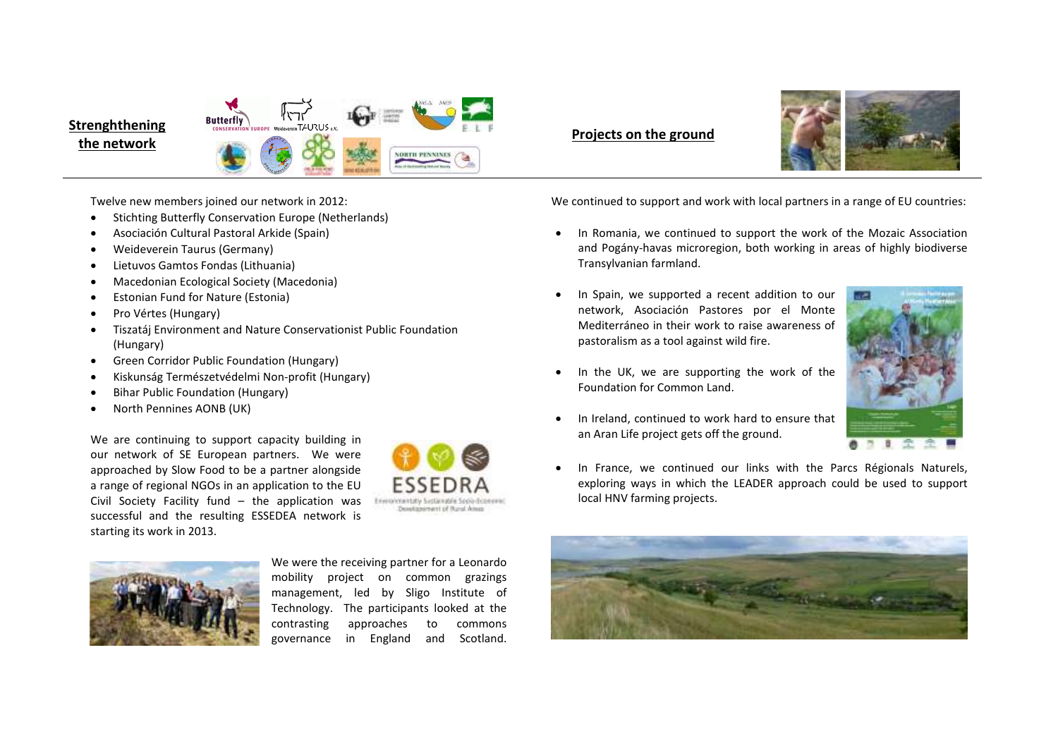## Strenghthening the network

Twelve new members joined our network in 2012:

- Stichting Butterfly Conservation Europe (Netherlands)
- Asociación Cultural Pastoral Arkide (Spain)
- Weideverein Taurus (Germany)
- Lietuvos Gamtos Fondas (Lithuania)
- Macedonian Ecological Society (Macedonia)
- Estonian Fund for Nature (Estonia)
- Pro Vértes (Hungary)
- Tiszatáj Environment and Nature Conservationist Public Foundation (Hungary)
- Green Corridor Public Foundation (Hungary)
- Kiskunság Természetvédelmi Non-profit (Hungary)
- Bihar Public Foundation (Hungary)
- North Pennines AONB (UK)

We are continuing to support capacity building in our network of SE European partners. We were approached by Slow Food to be a partner alongside a range of regional NGOs in an application to the EU Civil Society Facility fund – the application was successful and the resulting ESSEDEA network is starting its work in 2013.

We were the receiving partner for a Leonardo mobility project on common grazings management, led by Sligo Institute of Technology. The participants looked at the contrasting approaches to commons governance in England and Scotland.

## Projects on the ground

We continued to support and work with local partners in a range of EU countries:

- In Romania, we continued to support the work of the Mozaic Association and Pogány-havas microregion, both working in areas of highly biodiverse Transylvanian farmland.
- In Spain, we supported a recent addition to our network, Asociación Pastores por el Monte Mediterráneo in their work to raise awareness of pastoralism as a tool against wild fire.
- In the UK, we are supporting the work of the Foundation for Common Land.
- In Ireland, continued to work hard to ensure that an Aran Life project gets off the ground.
- In France, we continued our links with the Parcs Régionals Naturels, exploring ways in which the LEADER approach could be used to support local HNV farming projects.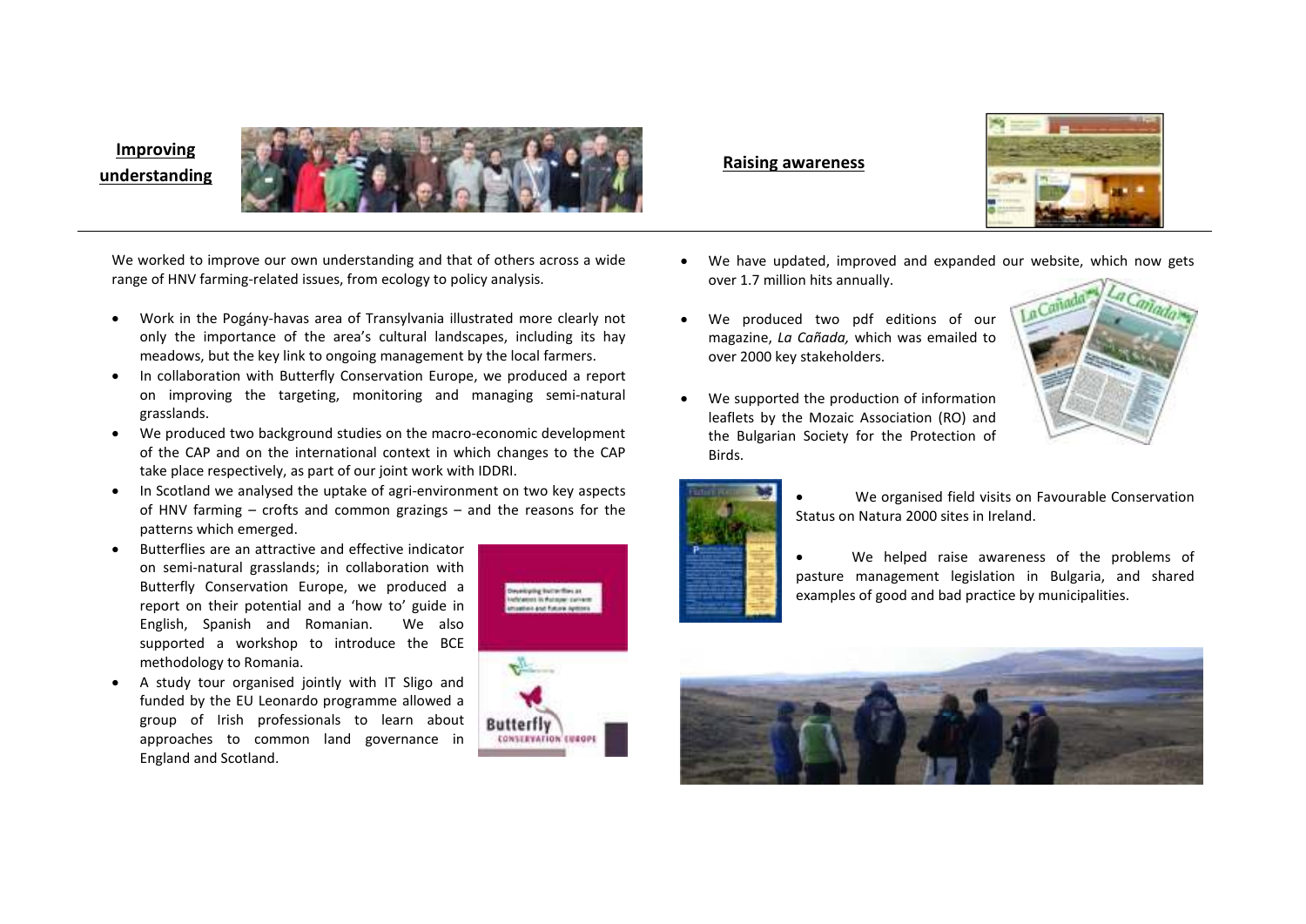## Improving understanding

We worked to improve our own understanding and that of others across a wide range of HNV farming-related issues, from ecology to policy analysis.

- Work in the Pogány-havas area of Transylvania illustrated more clearly not only the importance of the area's cultural landscapes, including its hay meadows, but the key link to ongoing management by the local farmers.
- In collaboration with Butterfly Conservation Europe, we produced a report on improving the targeting, monitoring and managing semi-natural grasslands.
- We produced two background studies on the macro-economic development of the CAP and on the international context in which changes to the CAP take place respectively, as part of our joint work with IDDRI.
- In Scotland we analysed the uptake of agri-environment on two key aspects of HNV farming – crofts and common grazings – and the reasons for the patterns which emerged.
- Butterflies are an attractive and effective indicator on semi-natural grasslands; in collaboration with Butterfly Conservation Europe, we produced a report on their potential and a 'how to' guide in English, Spanish and Romanian. We also supported a workshop to introduce the BCE methodology to Romania.
- A study tour organised jointly with IT Sligo and funded by the EU Leonardo programme allowed a group of Irish professionals to learn about approaches to common land governance in England and Scotland.

## Raising awareness

- We have updated, improved and expanded our website, which now gets over 1.7 million hits annually.
- We produced two pdf editions of our magazine, *La Cañada,* which was emailed to over 2000 key stakeholders.
- We supported the production of information leaflets by the Mozaic Association (RO) and the Bulgarian Society for the Protection of Birds.
- We organised field visits on Favourable Conservation Status on Natura 2000 sites in Ireland.
- We helped raise awareness of the problems of pasture management legislation in Bulgaria, and shared examples of good and bad practice by municipalities.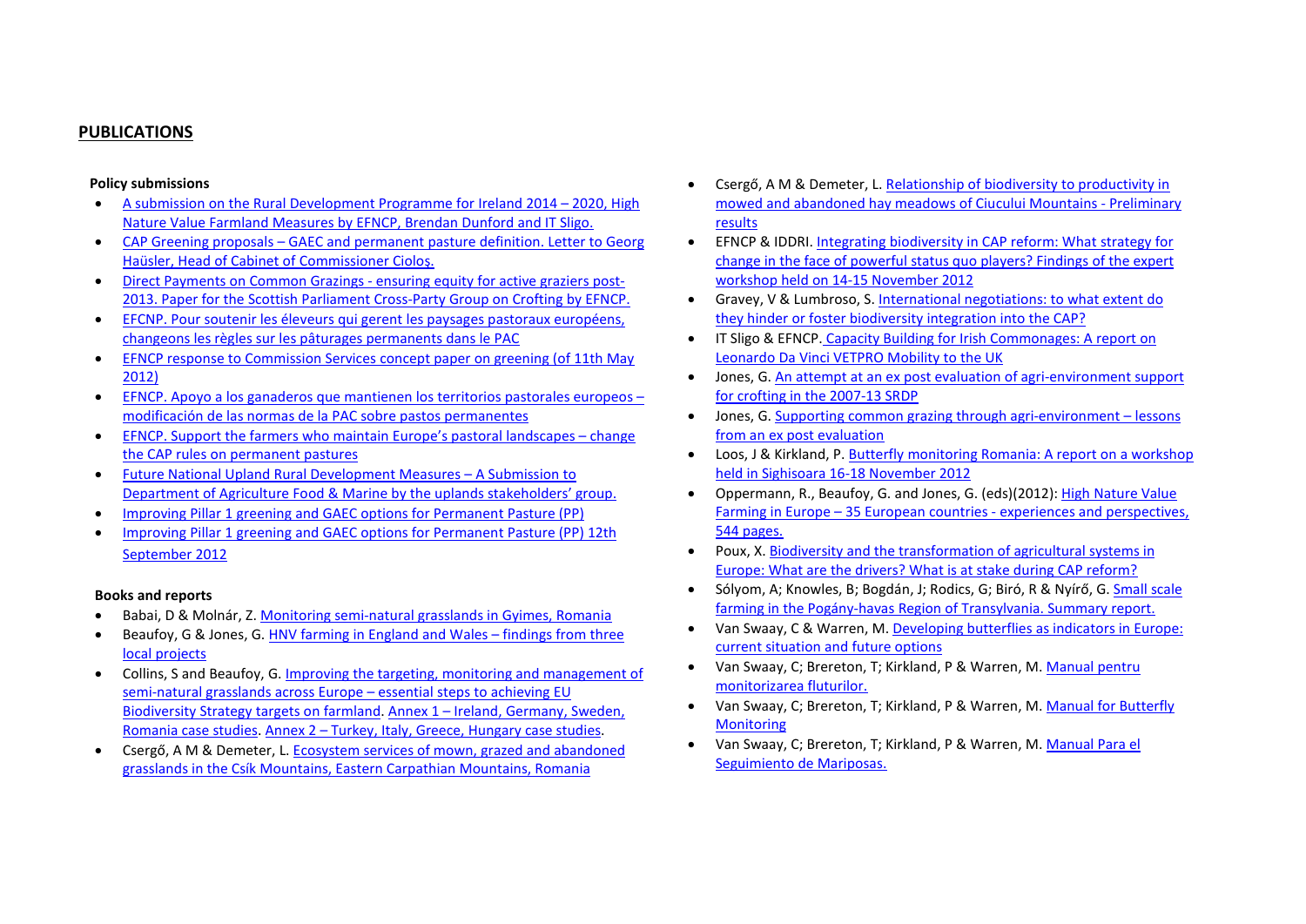## PUBLICATIONS

**Policy submissions**

- A submission on the Rural Development Programme for Ireland 2014 – 2020, High Nature Value Farmland Measures by EFNCP, Brendan Dunford and IT Sligo.
- CAP Greening proposals – GAEC and permanent pasture definition. Letter to Georg Haüsler, Head of Cabinet of Commissioner Cioloș.
- Direct Payments on Common Grazings - ensuring equity for active graziers post-2013. Paper for the Scottish Parliament Cross-Party Group on Crofting by EFNCP.
- EFCNP. Pour soutenir les éleveurs qui gerent les paysages pastoraux européens, changeons les règles sur les pâturages permanents dans le PAC
- EFNCP response to Commission Services concept paper on greening (of 11th May 2012)
- EFNCP. Apoyo a los ganaderos que mantienen los territorios pastorales europeos – modificación de las normas de la PAC sobre pastos permanentes
- EFNCP. Support the farmers who maintain Europe's pastoral landscapes – change the CAP rules on permanent pastures
- Future National Upland Rural Development Measures – A Submission to Department of Agriculture Food & Marine by the uplands stakeholders' group.
- Improving Pillar 1 greening and GAEC options for Permanent Pasture (PP)
- Improving Pillar 1 greening and GAEC options for Permanent Pasture (PP) 12th September 2012

**Books and reports**

- Babai, D & Molnár, Z. Monitoring semi-natural grasslands in Gyimes, Romania
- Beaufoy, G & Jones, G. HNV farming in England and Wales – findings from three local projects
- Collins, S and Beaufoy, G. Improving the targeting, monitoring and management of semi-natural grasslands across Europe – essential steps to achieving EU Biodiversity Strategy targets on farmland. Annex 1 – Ireland, Germany, Sweden, Romania case studies. Annex 2 – Turkey, Italy, Greece, Hungary case studies.
- Csergő, A M & Demeter, L. Ecosystem services of mown, grazed and abandoned grasslands in the Csík Mountains, Eastern Carpathian Mountains, Romania
- Csergő, A M & Demeter, L. Relationship of biodiversity to productivity in mowed and abandoned hay meadows of Ciucului Mountains - Preliminary results
- EFNCP & IDDRI. Integrating biodiversity in CAP reform: What strategy for change in the face of powerful status quo players? Findings of the expert workshop held on 14-15 November 2012
- Gravey, V & Lumbroso, S. International negotiations: to what extent do they hinder or foster biodiversity integration into the CAP?
- IT Sligo & EFNCP. Capacity Building for Irish Commonages: A report on Leonardo Da Vinci VETPRO Mobility to the UK
- Jones, G. An attempt at an ex post evaluation of agri-environment support for crofting in the 2007-13 SRDP
- Jones, G. Supporting common grazing through agri-environment – lessons from an ex post evaluation
- Loos, J & Kirkland, P. Butterfly monitoring Romania: A report on a workshop held in Sighisoara 16-18 November 2012
- Oppermann, R., Beaufoy, G. and Jones, G. (eds)(2012): High Nature Value Farming in Europe – 35 European countries - experiences and perspectives, 544 pages.
- Poux, X. Biodiversity and the transformation of agricultural systems in Europe: What are the drivers? What is at stake during CAP reform?
- Sólyom, A; Knowles, B; Bogdán, J; Rodics, G; Biró, R & Nyírő, G. Small scale farming in the Pogány-havas Region of Transylvania. Summary report.
- Van Swaay, C & Warren, M. Developing butterflies as indicators in Europe: current situation and future options
- Van Swaay, C; Brereton, T; Kirkland, P & Warren, M. Manual pentru monitorizarea fluturilor.
- Van Swaay, C; Brereton, T; Kirkland, P & Warren, M. Manual for Butterfly Monitoring
- Van Swaay, C; Brereton, T; Kirkland, P & Warren, M. Manual Para el Seguimiento de Mariposas.